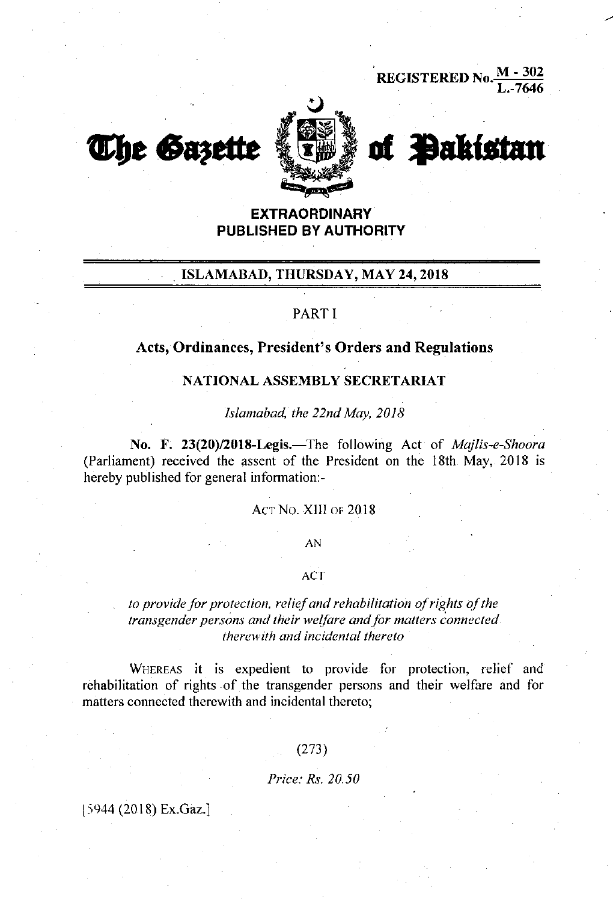REGISTERED No. M - 302 / L.-7646

# The Gazette of Pakistan

**EXTRAORDINARY**
**PUBLISHED BY AUTHORITY**

**ISLAMABAD, THURSDAY, MAY 24, 2018**

PART I

## Acts, Ordinances, President's Orders and Regulations

**NATIONAL ASSEMBLY SECRETARIAT**

*Islamabad, the 22nd May, 2018*

**No. F. 23(20)/2018-Legis.**—The following Act of *Majlis-e-Shoora* (Parliament) received the assent of the President on the 18th May, 2018 is hereby published for general information:-

ACT NO. XIII OF 2018

AN

ACT

*to provide for protection, relief and rehabilitation of rights of the transgender persons and their welfare and for matters connected therewith and incidental thereto*

WHEREAS it is expedient to provide for protection, relief and rehabilitation of rights of the transgender persons and their welfare and for matters connected therewith and incidental thereto;

(273)

*Price: Rs. 20.50*

[5944 (2018) Ex.Gaz.]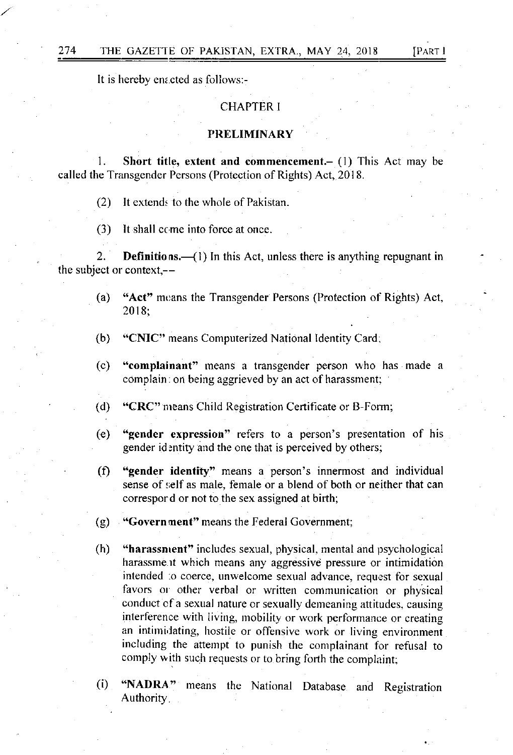It is hereby enacted as follows:-

## CHAPTER I

## PRELIMINARY

1. **Short title, extent and commencement.**– (1) This Act may be called the Transgender Persons (Protection of Rights) Act, 2018.

(2) It extends to the whole of Pakistan.

(3) It shall come into force at once.

2. **Definitions.**—(1) In this Act, unless there is anything repugnant in the subject or context,--

(a) **"Act"** means the Transgender Persons (Protection of Rights) Act, 2018;

(b) **"CNIC"** means Computerized National Identity Card;

(c) **"complainant"** means a transgender person who has made a complaint on being aggrieved by an act of harassment;

(d) **"CRC"** means Child Registration Certificate or B-Form;

(e) **"gender expression"** refers to a person's presentation of his gender identity and the one that is perceived by others;

(f) **"gender identity"** means a person's innermost and individual sense of self as male, female or a blend of both or neither that can correspond or not to the sex assigned at birth;

(g) **"Government"** means the Federal Government;

(h) **"harassment"** includes sexual, physical, mental and psychological harassment which means any aggressive pressure or intimidation intended to coerce, unwelcome sexual advance, request for sexual favors or other verbal or written communication or physical conduct of a sexual nature or sexually demeaning attitudes, causing interference with living, mobility or work performance or creating an intimidating, hostile or offensive work or living environment including the attempt to punish the complainant for refusal to comply with such requests or to bring forth the complaint;

(i) **"NADRA"** means the National Database and Registration Authority.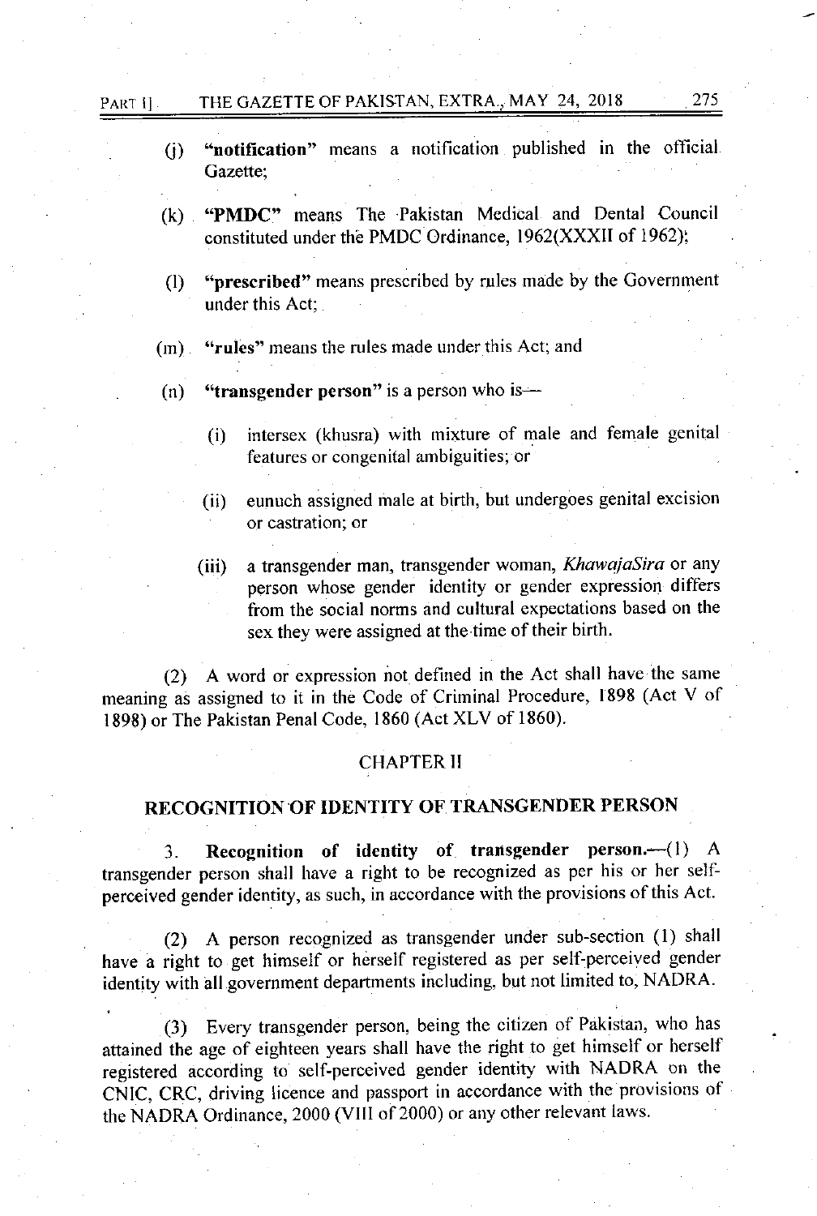(j) **"notification"** means a notification published in the official Gazette;

(k) **"PMDC"** means The Pakistan Medical and Dental Council constituted under the PMDC Ordinance, 1962(XXXII of 1962);

(l) **"prescribed"** means prescribed by rules made by the Government under this Act;

(m) **"rules"** means the rules made under this Act; and

(n) **"transgender person"** is a person who is—

(i) intersex (khusra) with mixture of male and female genital features or congenital ambiguities; or

(ii) eunuch assigned male at birth, but undergoes genital excision or castration; or

(iii) a transgender man, transgender woman, *KhawajaSira* or any person whose gender identity or gender expression differs from the social norms and cultural expectations based on the sex they were assigned at the time of their birth.

(2) A word or expression not defined in the Act shall have the same meaning as assigned to it in the Code of Criminal Procedure, 1898 (Act V of 1898) or The Pakistan Penal Code, 1860 (Act XLV of 1860).

## CHAPTER II

## RECOGNITION OF IDENTITY OF TRANSGENDER PERSON

3. **Recognition of identity of transgender person.**—(1) A transgender person shall have a right to be recognized as per his or her self-perceived gender identity, as such, in accordance with the provisions of this Act.

(2) A person recognized as transgender under sub-section (1) shall have a right to get himself or herself registered as per self-perceived gender identity with all government departments including, but not limited to, NADRA.

(3) Every transgender person, being the citizen of Pakistan, who has attained the age of eighteen years shall have the right to get himself or herself registered according to self-perceived gender identity with NADRA on the CNIC, CRC, driving licence and passport in accordance with the provisions of the NADRA Ordinance, 2000 (VIII of 2000) or any other relevant laws.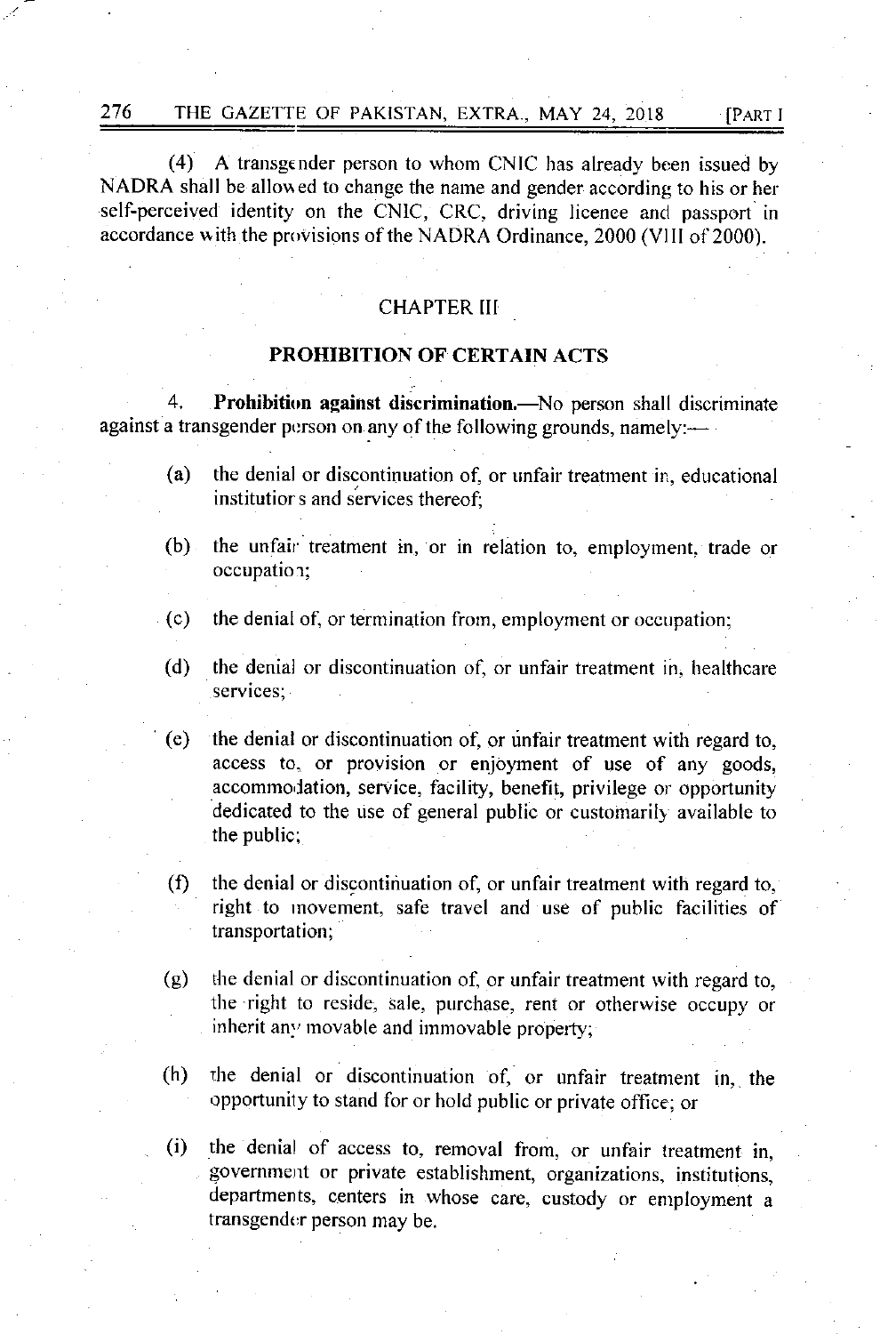(4) A transgender person to whom CNIC has already been issued by NADRA shall be allowed to change the name and gender according to his or her self-perceived identity on the CNIC, CRC, driving licence and passport in accordance with the provisions of the NADRA Ordinance, 2000 (VIII of 2000).

## CHAPTER III

## PROHIBITION OF CERTAIN ACTS

4. **Prohibition against discrimination.**—No person shall discriminate against a transgender person on any of the following grounds, namely:—

(a) the denial or discontinuation of, or unfair treatment in, educational institutions and services thereof;

(b) the unfair treatment in, or in relation to, employment, trade or occupation;

(c) the denial of, or termination from, employment or occupation;

(d) the denial or discontinuation of, or unfair treatment in, healthcare services;

(e) the denial or discontinuation of, or unfair treatment with regard to, access to, or provision or enjoyment of use of any goods, accommodation, service, facility, benefit, privilege or opportunity dedicated to the use of general public or customarily available to the public;

(f) the denial or discontinuation of, or unfair treatment with regard to, right to movement, safe travel and use of public facilities of transportation;

(g) the denial or discontinuation of, or unfair treatment with regard to, the right to reside, sale, purchase, rent or otherwise occupy or inherit any movable and immovable property;

(h) the denial or discontinuation of, or unfair treatment in, the opportunity to stand for or hold public or private office; or

(i) the denial of access to, removal from, or unfair treatment in, government or private establishment, organizations, institutions, departments, centers in whose care, custody or employment a transgender person may be.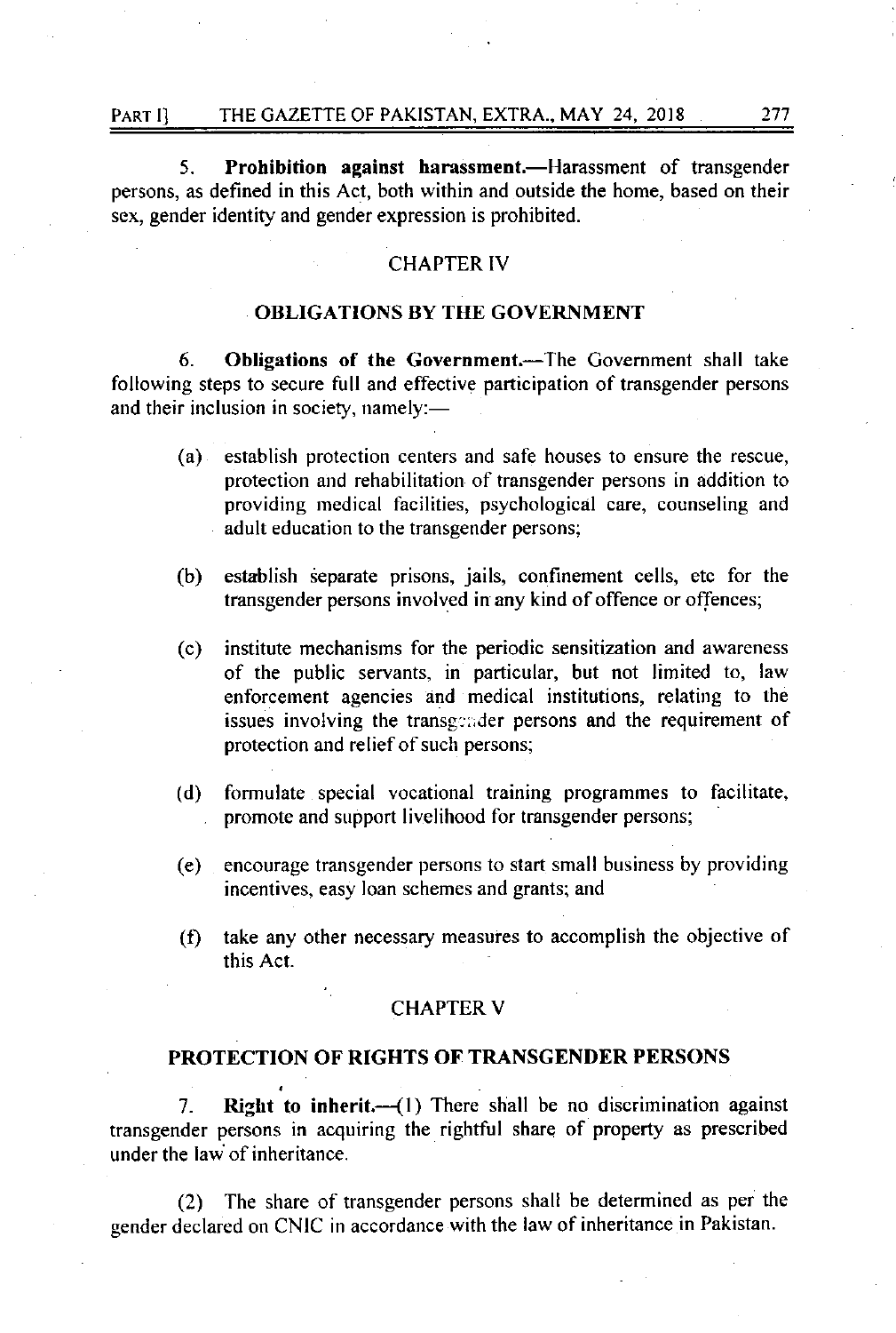5. **Prohibition against harassment.**—Harassment of transgender persons, as defined in this Act, both within and outside the home, based on their sex, gender identity and gender expression is prohibited.

## CHAPTER IV

## OBLIGATIONS BY THE GOVERNMENT

6. **Obligations of the Government.**—The Government shall take following steps to secure full and effective participation of transgender persons and their inclusion in society, namely:—

(a) establish protection centers and safe houses to ensure the rescue, protection and rehabilitation of transgender persons in addition to providing medical facilities, psychological care, counseling and adult education to the transgender persons;

(b) establish separate prisons, jails, confinement cells, etc for the transgender persons involved in any kind of offence or offences;

(c) institute mechanisms for the periodic sensitization and awareness of the public servants, in particular, but not limited to, law enforcement agencies and medical institutions, relating to the issues involving the transgender persons and the requirement of protection and relief of such persons;

(d) formulate special vocational training programmes to facilitate, promote and support livelihood for transgender persons;

(e) encourage transgender persons to start small business by providing incentives, easy loan schemes and grants; and

(f) take any other necessary measures to accomplish the objective of this Act.

## CHAPTER V

## PROTECTION OF RIGHTS OF TRANSGENDER PERSONS

7. **Right to inherit.**—(1) There shall be no discrimination against transgender persons in acquiring the rightful share of property as prescribed under the law of inheritance.

(2) The share of transgender persons shall be determined as per the gender declared on CNIC in accordance with the law of inheritance in Pakistan.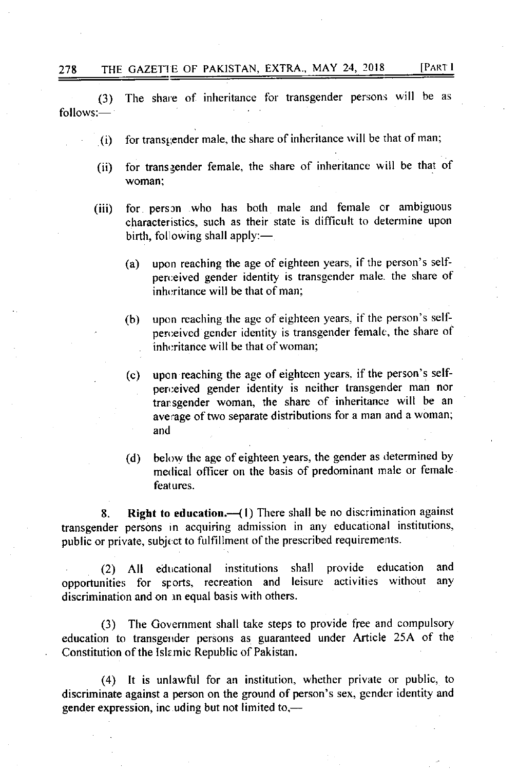(3) The share of inheritance for transgender persons will be as follows:—

(i) for transgender male, the share of inheritance will be that of man;

(ii) for transgender female, the share of inheritance will be that of woman;

(iii) for person who has both male and female or ambiguous characteristics, such as their state is difficult to determine upon birth, following shall apply:—

(a) upon reaching the age of eighteen years, if the person's self-perceived gender identity is transgender male, the share of inheritance will be that of man;

(b) upon reaching the age of eighteen years, if the person's self-perceived gender identity is transgender female, the share of inheritance will be that of woman;

(c) upon reaching the age of eighteen years, if the person's self-perceived gender identity is neither transgender man nor transgender woman, the share of inheritance will be an average of two separate distributions for a man and a woman; and

(d) below the age of eighteen years, the gender as determined by medical officer on the basis of predominant male or female features.

**8. Right to education.**—(1) There shall be no discrimination against transgender persons in acquiring admission in any educational institutions, public or private, subject to fulfillment of the prescribed requirements.

(2) All educational institutions shall provide education and opportunities for sports, recreation and leisure activities without any discrimination and on an equal basis with others.

(3) The Government shall take steps to provide free and compulsory education to transgender persons as guaranteed under Article 25A of the Constitution of the Islamic Republic of Pakistan.

(4) It is unlawful for an institution, whether private or public, to discriminate against a person on the ground of person's sex, gender identity and gender expression, including but not limited to,—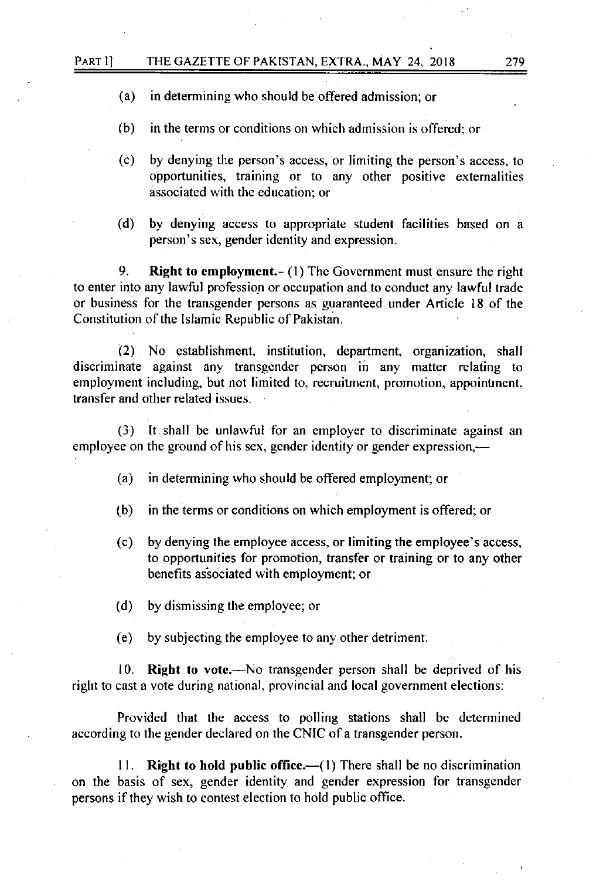(a) in determining who should be offered admission; or

(b) in the terms or conditions on which admission is offered; or

(c) by denying the person's access, or limiting the person's access, to opportunities, training or to any other positive externalities associated with the education; or

(d) by denying access to appropriate student facilities based on a person's sex, gender identity and expression.

9. **Right to employment.**- (1) The Government must ensure the right to enter into any lawful profession or occupation and to conduct any lawful trade or business for the transgender persons as guaranteed under Article 18 of the Constitution of the Islamic Republic of Pakistan.

(2) No establishment, institution, department, organization, shall discriminate against any transgender person in any matter relating to employment including, but not limited to, recruitment, promotion, appointment, transfer and other related issues.

(3) It shall be unlawful for an employer to discriminate against an employee on the ground of his sex, gender identity or gender expression,—

(a) in determining who should be offered employment; or

(b) in the terms or conditions on which employment is offered; or

(c) by denying the employee access, or limiting the employee's access, to opportunities for promotion, transfer or training or to any other benefits associated with employment; or

(d) by dismissing the employee; or

(e) by subjecting the employee to any other detriment.

10. **Right to vote.**—No transgender person shall be deprived of his right to cast a vote during national, provincial and local government elections:

Provided that the access to polling stations shall be determined according to the gender declared on the CNIC of a transgender person.

11. **Right to hold public office.**—(1) There shall be no discrimination on the basis of sex, gender identity and gender expression for transgender persons if they wish to contest election to hold public office.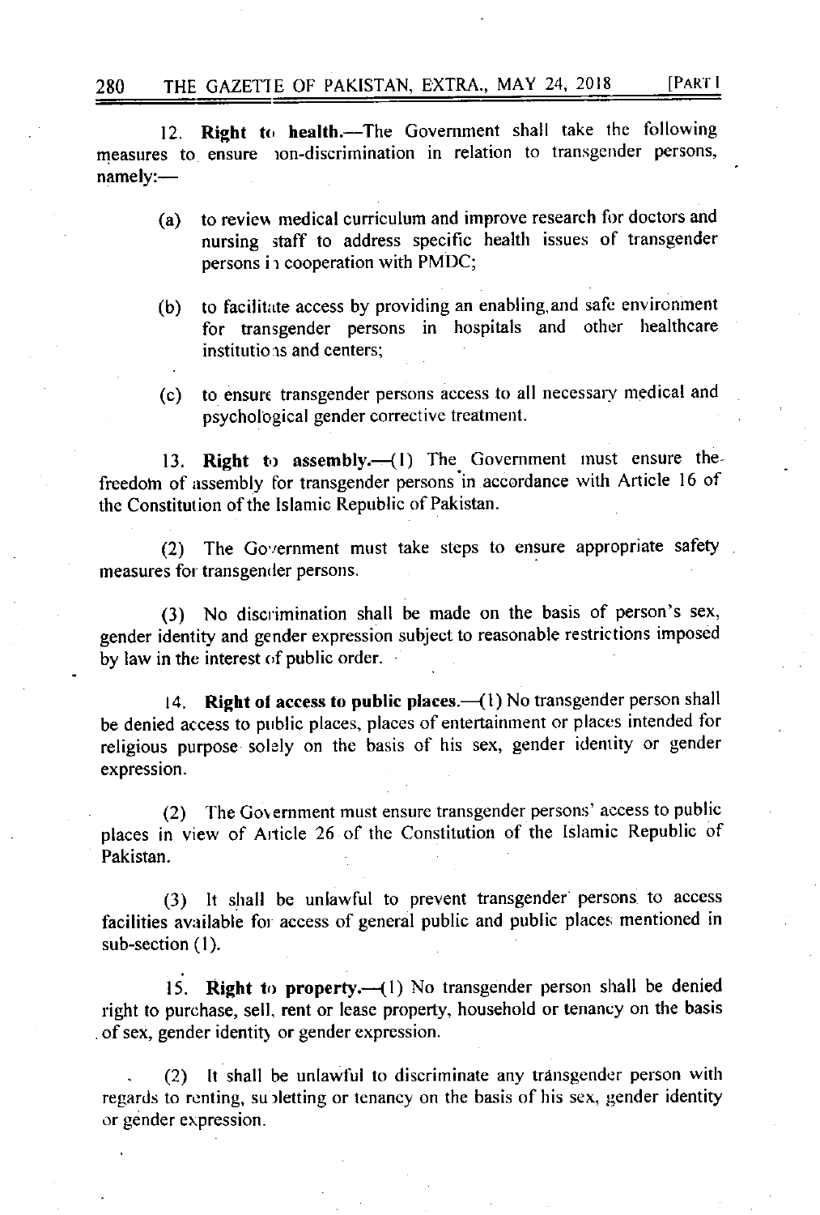12. **Right to health.**—The Government shall take the following measures to ensure non-discrimination in relation to transgender persons, namely:—

(a) to review medical curriculum and improve research for doctors and nursing staff to address specific health issues of transgender persons in cooperation with PMDC;

(b) to facilitate access by providing an enabling and safe environment for transgender persons in hospitals and other healthcare institutions and centers;

(c) to ensure transgender persons access to all necessary medical and psychological gender corrective treatment.

13. **Right to assembly.**—(1) The Government must ensure the freedom of assembly for transgender persons in accordance with Article 16 of the Constitution of the Islamic Republic of Pakistan.

(2) The Government must take steps to ensure appropriate safety measures for transgender persons.

(3) No discrimination shall be made on the basis of person's sex, gender identity and gender expression subject to reasonable restrictions imposed by law in the interest of public order.

14. **Right of access to public places.**—(1) No transgender person shall be denied access to public places, places of entertainment or places intended for religious purpose solely on the basis of his sex, gender identity or gender expression.

(2) The Government must ensure transgender persons' access to public places in view of Article 26 of the Constitution of the Islamic Republic of Pakistan.

(3) It shall be unlawful to prevent transgender persons to access facilities available for access of general public and public places mentioned in sub-section (1).

15. **Right to property.**—(1) No transgender person shall be denied right to purchase, sell, rent or lease property, household or tenancy on the basis of sex, gender identity or gender expression.

(2) It shall be unlawful to discriminate any transgender person with regards to renting, subletting or tenancy on the basis of his sex, gender identity or gender expression.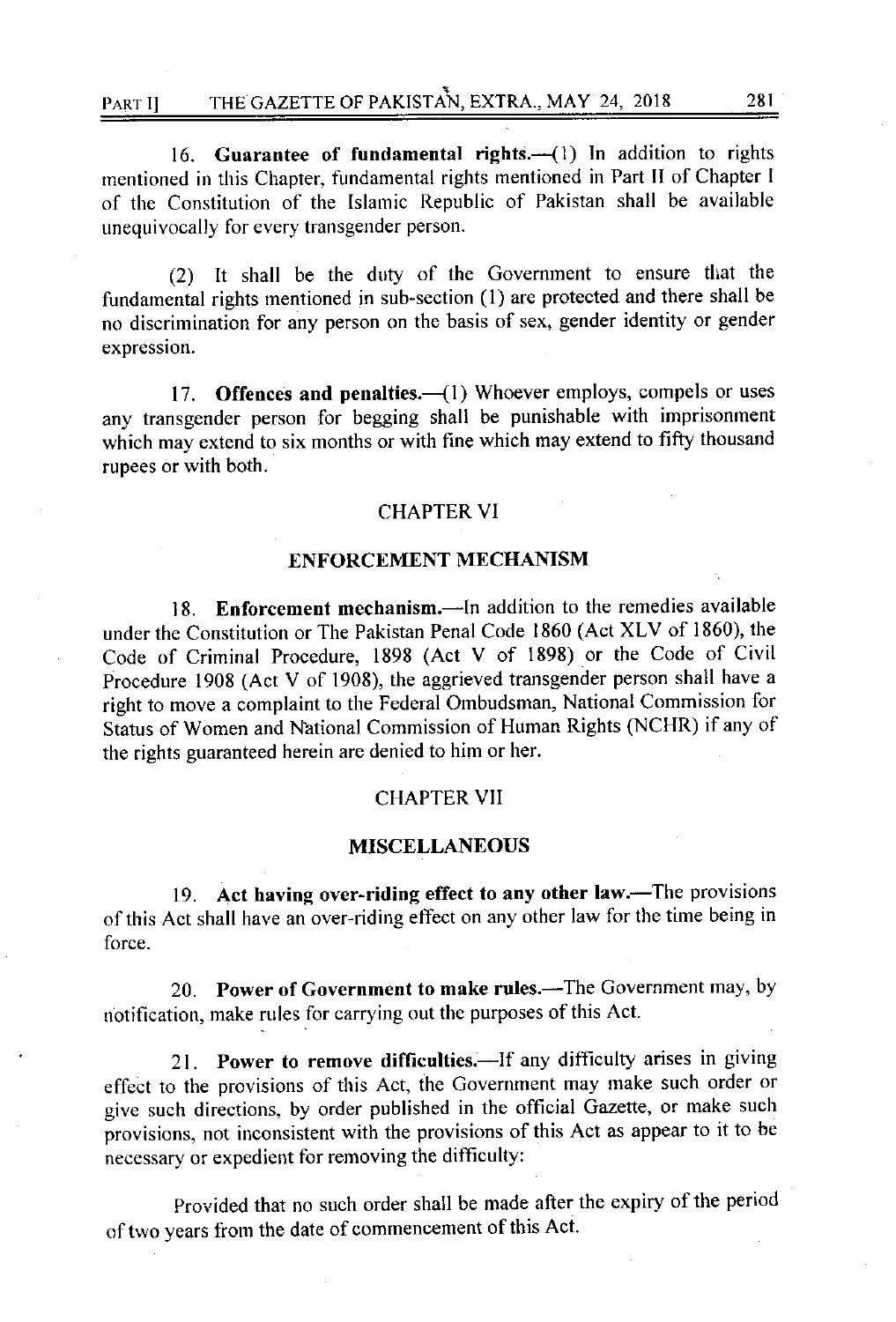16. **Guarantee of fundamental rights.**—(1) In addition to rights mentioned in this Chapter, fundamental rights mentioned in Part II of Chapter I of the Constitution of the Islamic Republic of Pakistan shall be available unequivocally for every transgender person.

(2) It shall be the duty of the Government to ensure that the fundamental rights mentioned in sub-section (1) are protected and there shall be no discrimination for any person on the basis of sex, gender identity or gender expression.

17. **Offences and penalties.**—(1) Whoever employs, compels or uses any transgender person for begging shall be punishable with imprisonment which may extend to six months or with fine which may extend to fifty thousand rupees or with both.

## CHAPTER VI

## ENFORCEMENT MECHANISM

18. **Enforcement mechanism.**—In addition to the remedies available under the Constitution or The Pakistan Penal Code 1860 (Act XLV of 1860), the Code of Criminal Procedure, 1898 (Act V of 1898) or the Code of Civil Procedure 1908 (Act V of 1908), the aggrieved transgender person shall have a right to move a complaint to the Federal Ombudsman, National Commission for Status of Women and National Commission of Human Rights (NCHR) if any of the rights guaranteed herein are denied to him or her.

## CHAPTER VII

## MISCELLANEOUS

19. **Act having over-riding effect to any other law.**—The provisions of this Act shall have an over-riding effect on any other law for the time being in force.

20. **Power of Government to make rules.**—The Government may, by notification, make rules for carrying out the purposes of this Act.

21. **Power to remove difficulties.**—If any difficulty arises in giving effect to the provisions of this Act, the Government may make such order or give such directions, by order published in the official Gazette, or make such provisions, not inconsistent with the provisions of this Act as appear to it to be necessary or expedient for removing the difficulty:

Provided that no such order shall be made after the expiry of the period of two years from the date of commencement of this Act.